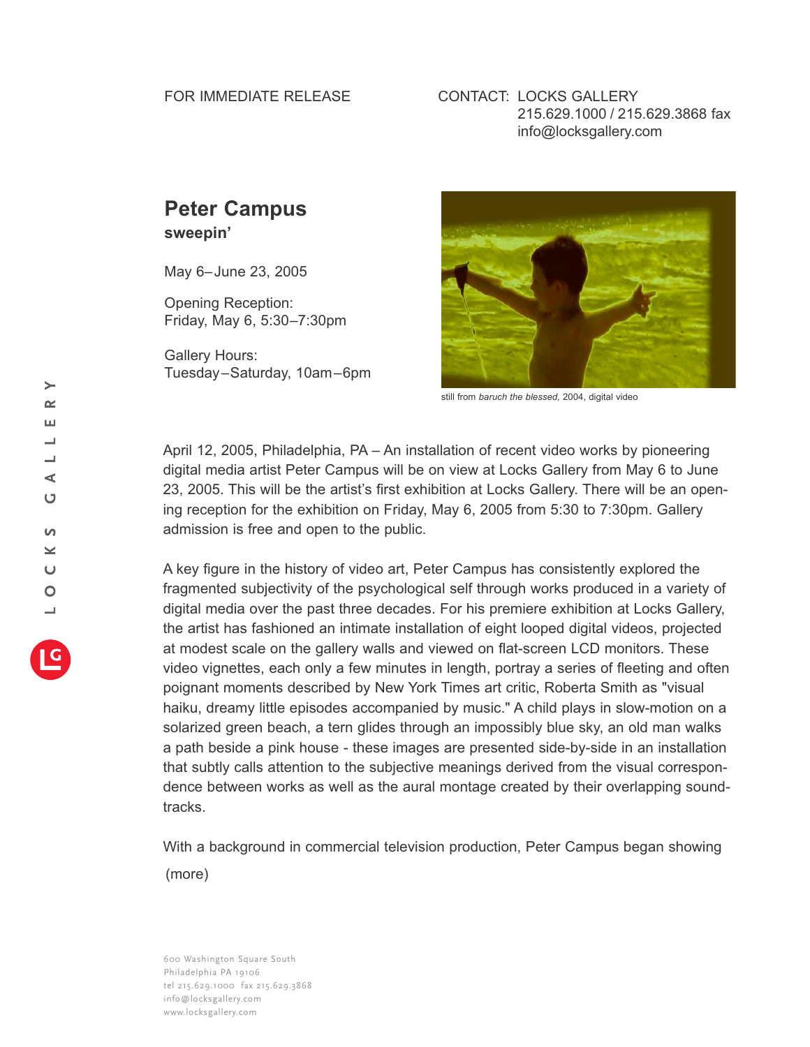FOR IMMEDIATE RELEASE

CONTACT: LOCKS GALLERY
215.629.1000 / 215.629.3868 fax
info@locksgallery.com

# Peter Campus

**sweepin'**

May 6–June 23, 2005

Opening Reception:
Friday, May 6, 5:30–7:30pm

Gallery Hours:
Tuesday–Saturday, 10am–6pm

still from *baruch the blessed,* 2004, digital video

April 12, 2005, Philadelphia, PA – An installation of recent video works by pioneering digital media artist Peter Campus will be on view at Locks Gallery from May 6 to June 23, 2005. This will be the artist's first exhibition at Locks Gallery. There will be an opening reception for the exhibition on Friday, May 6, 2005 from 5:30 to 7:30pm. Gallery admission is free and open to the public.

A key figure in the history of video art, Peter Campus has consistently explored the fragmented subjectivity of the psychological self through works produced in a variety of digital media over the past three decades. For his premiere exhibition at Locks Gallery, the artist has fashioned an intimate installation of eight looped digital videos, projected at modest scale on the gallery walls and viewed on flat-screen LCD monitors. These video vignettes, each only a few minutes in length, portray a series of fleeting and often poignant moments described by New York Times art critic, Roberta Smith as "visual haiku, dreamy little episodes accompanied by music." A child plays in slow-motion on a solarized green beach, a tern glides through an impossibly blue sky, an old man walks a path beside a pink house - these images are presented side-by-side in an installation that subtly calls attention to the subjective meanings derived from the visual correspondence between works as well as the aural montage created by their overlapping soundtracks.

With a background in commercial television production, Peter Campus began showing

(more)

600 Washington Square South
Philadelphia PA 19106
tel 215.629.1000 fax 215.629.3868
info@locksgallery.com
www.locksgallery.com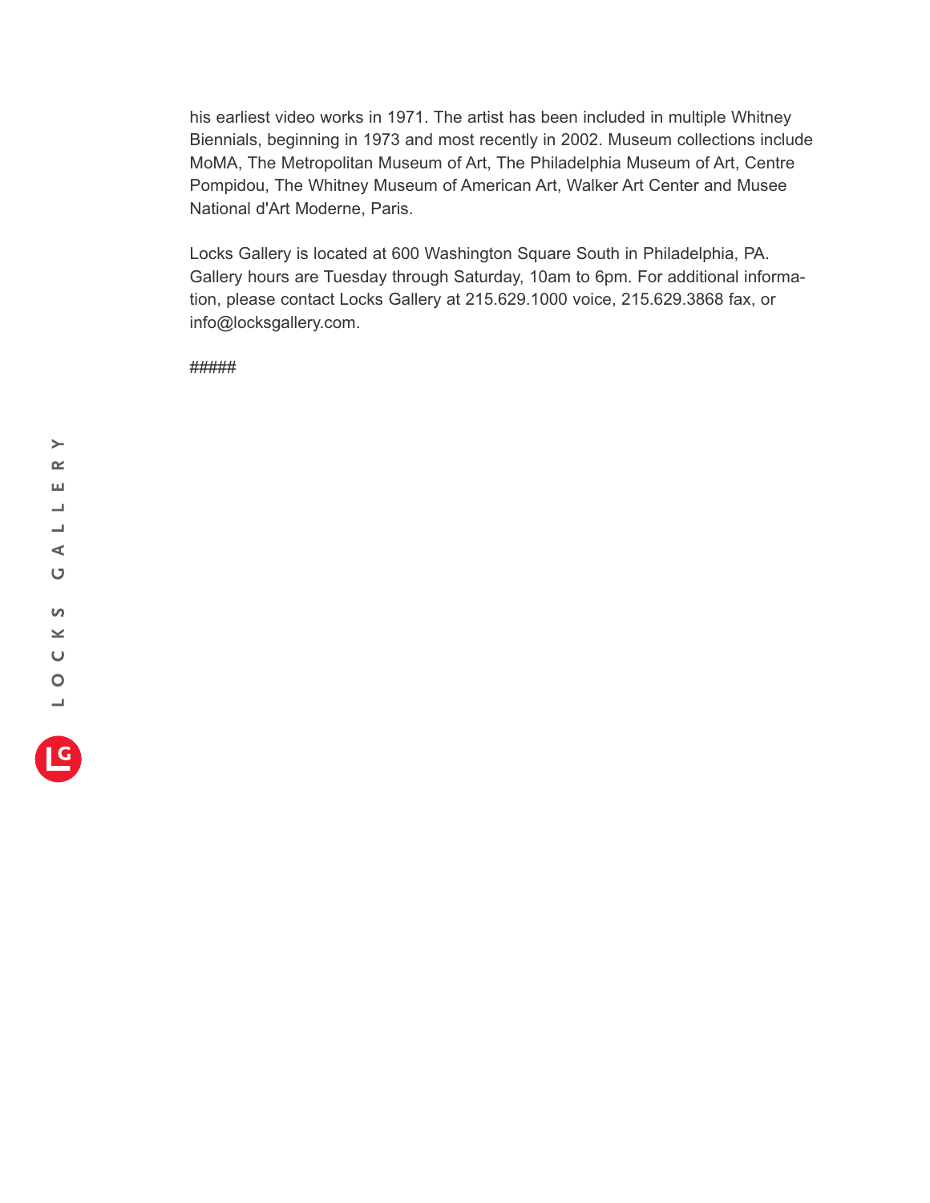his earliest video works in 1971. The artist has been included in multiple Whitney Biennials, beginning in 1973 and most recently in 2002. Museum collections include MoMA, The Metropolitan Museum of Art, The Philadelphia Museum of Art, Centre Pompidou, The Whitney Museum of American Art, Walker Art Center and Musee National d'Art Moderne, Paris.

Locks Gallery is located at 600 Washington Square South in Philadelphia, PA. Gallery hours are Tuesday through Saturday, 10am to 6pm. For additional information, please contact Locks Gallery at 215.629.1000 voice, 215.629.3868 fax, or info@locksgallery.com.

#####